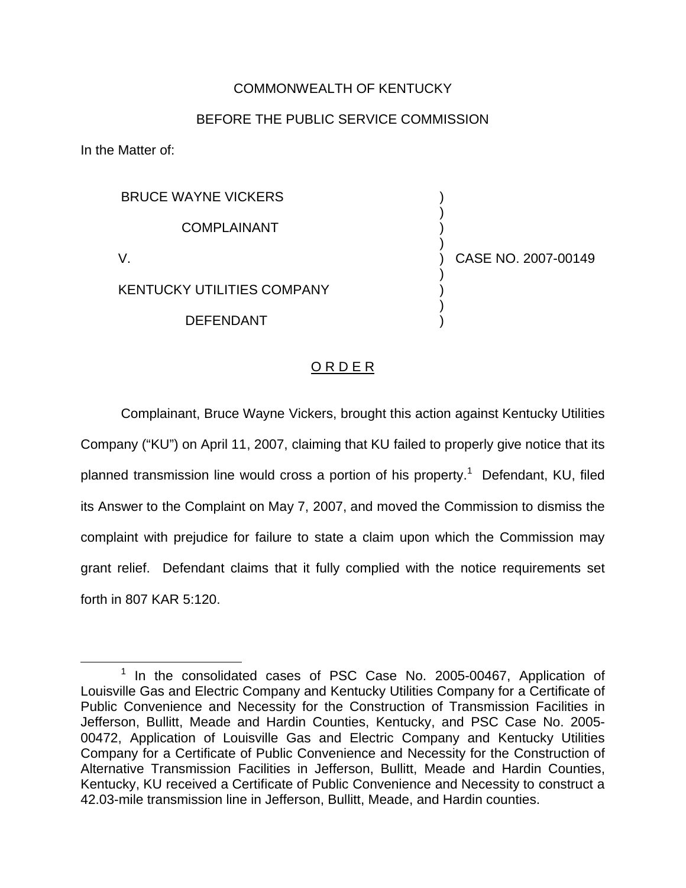COMMONWEALTH OF KENTUCKY

BEFORE THE PUBLIC SERVICE COMMISSION

In the Matter of:

| | | |
|---|---|---|
| BRUCE WAYNE VICKERS<br>COMPLAINANT<br>V.<br>KENTUCKY UTILITIES COMPANY<br>DEFENDANT | ) | CASE NO. 2007-00149 |

<u>O R D E R</u>

Complainant, Bruce Wayne Vickers, brought this action against Kentucky Utilities Company ("KU") on April 11, 2007, claiming that KU failed to properly give notice that its planned transmission line would cross a portion of his property.[1] Defendant, KU, filed its Answer to the Complaint on May 7, 2007, and moved the Commission to dismiss the complaint with prejudice for failure to state a claim upon which the Commission may grant relief. Defendant claims that it fully complied with the notice requirements set forth in 807 KAR 5:120.

---

[1] In the consolidated cases of PSC Case No. 2005-00467, Application of Louisville Gas and Electric Company and Kentucky Utilities Company for a Certificate of Public Convenience and Necessity for the Construction of Transmission Facilities in Jefferson, Bullitt, Meade and Hardin Counties, Kentucky, and PSC Case No. 2005-00472, Application of Louisville Gas and Electric Company and Kentucky Utilities Company for a Certificate of Public Convenience and Necessity for the Construction of Alternative Transmission Facilities in Jefferson, Bullitt, Meade and Hardin Counties, Kentucky, KU received a Certificate of Public Convenience and Necessity to construct a 42.03-mile transmission line in Jefferson, Bullitt, Meade, and Hardin counties.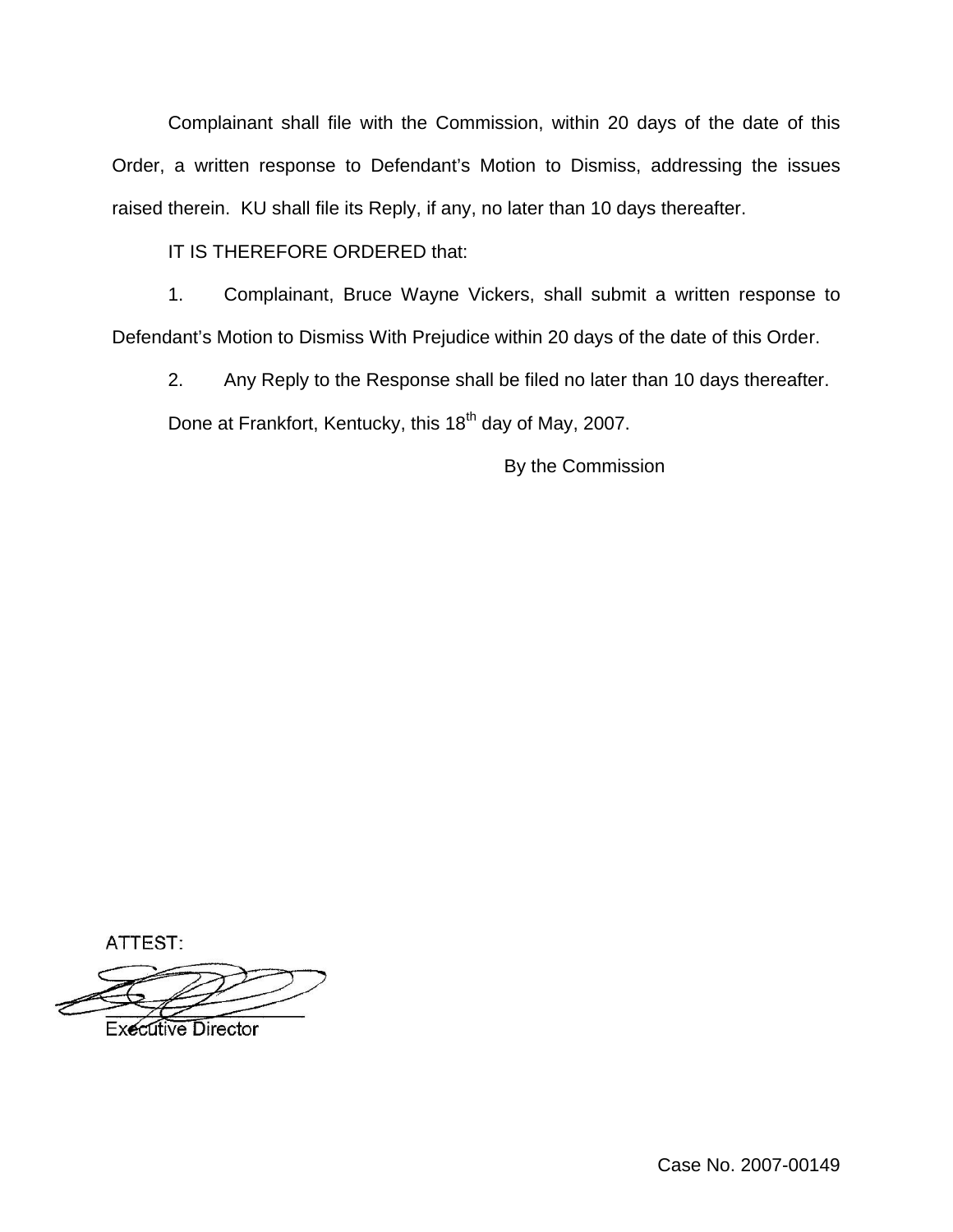Complainant shall file with the Commission, within 20 days of the date of this Order, a written response to Defendant's Motion to Dismiss, addressing the issues raised therein. KU shall file its Reply, if any, no later than 10 days thereafter.

IT IS THEREFORE ORDERED that:

1. Complainant, Bruce Wayne Vickers, shall submit a written response to Defendant's Motion to Dismiss With Prejudice within 20 days of the date of this Order.

2. Any Reply to the Response shall be filed no later than 10 days thereafter.

Done at Frankfort, Kentucky, this 18th day of May, 2007.

By the Commission

ATTEST:

Executive Director

Case No. 2007-00149